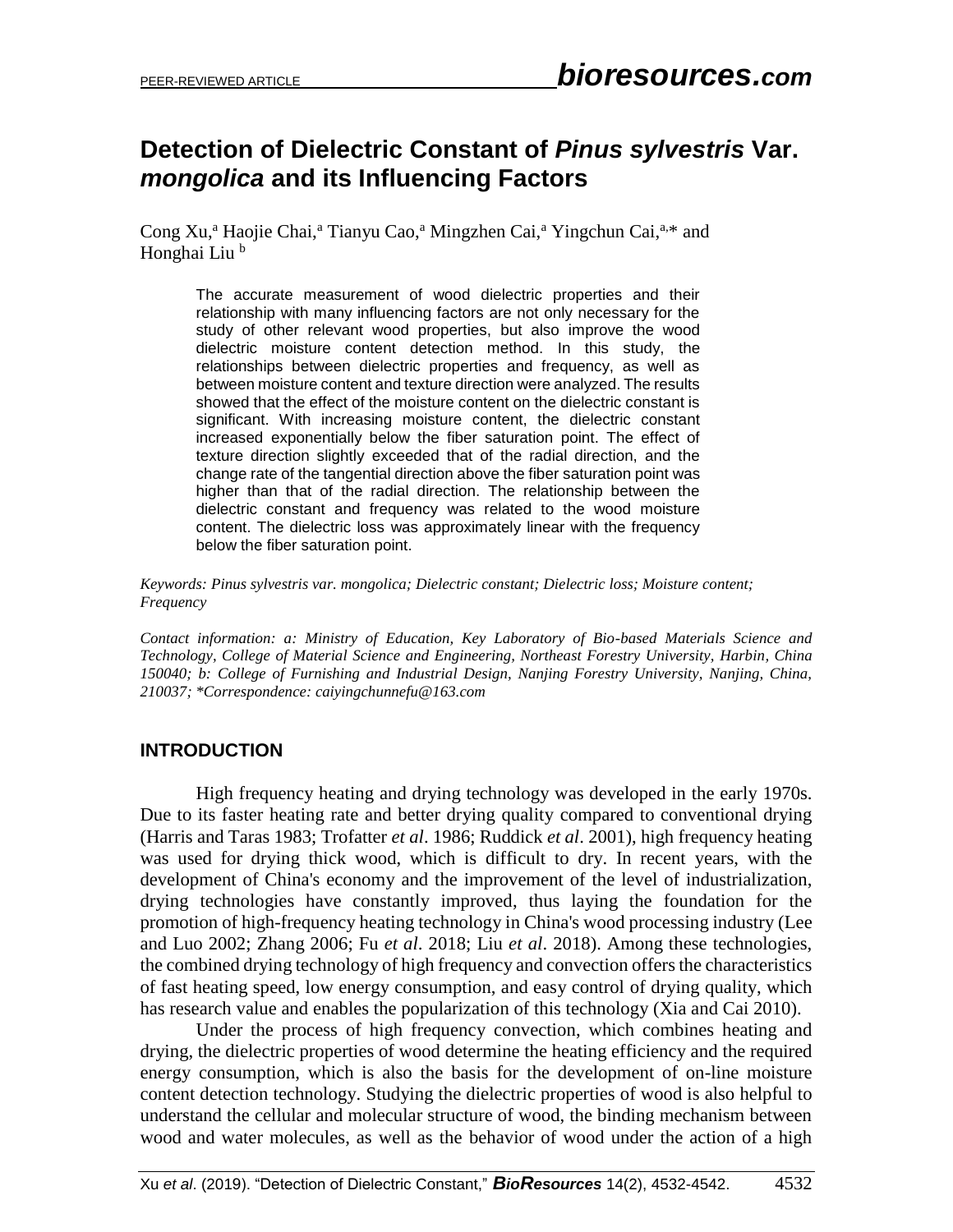# Detection of Dielectric Constant of *Pinus sylvestris* Var. *mongolica* and its Influencing Factors

Cong Xu,[a] Haojie Chai,[a] Tianyu Cao,[a] Mingzhen Cai,[a] Yingchun Cai,[a,]* and Honghai Liu [b]

> The accurate measurement of wood dielectric properties and their relationship with many influencing factors are not only necessary for the study of other relevant wood properties, but also improve the wood dielectric moisture content detection method. In this study, the relationships between dielectric properties and frequency, as well as between moisture content and texture direction were analyzed. The results showed that the effect of the moisture content on the dielectric constant is significant. With increasing moisture content, the dielectric constant increased exponentially below the fiber saturation point. The effect of texture direction slightly exceeded that of the radial direction, and the change rate of the tangential direction above the fiber saturation point was higher than that of the radial direction. The relationship between the dielectric constant and frequency was related to the wood moisture content. The dielectric loss was approximately linear with the frequency below the fiber saturation point.

*Keywords: Pinus sylvestris var. mongolica; Dielectric constant; Dielectric loss; Moisture content; Frequency*

*Contact information: a: Ministry of Education, Key Laboratory of Bio-based Materials Science and Technology, College of Material Science and Engineering, Northeast Forestry University, Harbin, China 150040; b: College of Furnishing and Industrial Design, Nanjing Forestry University, Nanjing, China, 210037; *Correspondence: caiyingchunnefu@163.com*

## INTRODUCTION

High frequency heating and drying technology was developed in the early 1970s. Due to its faster heating rate and better drying quality compared to conventional drying (Harris and Taras 1983; Trofatter *et al*. 1986; Ruddick *et al*. 2001), high frequency heating was used for drying thick wood, which is difficult to dry. In recent years, with the development of China's economy and the improvement of the level of industrialization, drying technologies have constantly improved, thus laying the foundation for the promotion of high-frequency heating technology in China's wood processing industry (Lee and Luo 2002; Zhang 2006; Fu *et al*. 2018; Liu *et al*. 2018). Among these technologies, the combined drying technology of high frequency and convection offers the characteristics of fast heating speed, low energy consumption, and easy control of drying quality, which has research value and enables the popularization of this technology (Xia and Cai 2010).

Under the process of high frequency convection, which combines heating and drying, the dielectric properties of wood determine the heating efficiency and the required energy consumption, which is also the basis for the development of on-line moisture content detection technology. Studying the dielectric properties of wood is also helpful to understand the cellular and molecular structure of wood, the binding mechanism between wood and water molecules, as well as the behavior of wood under the action of a high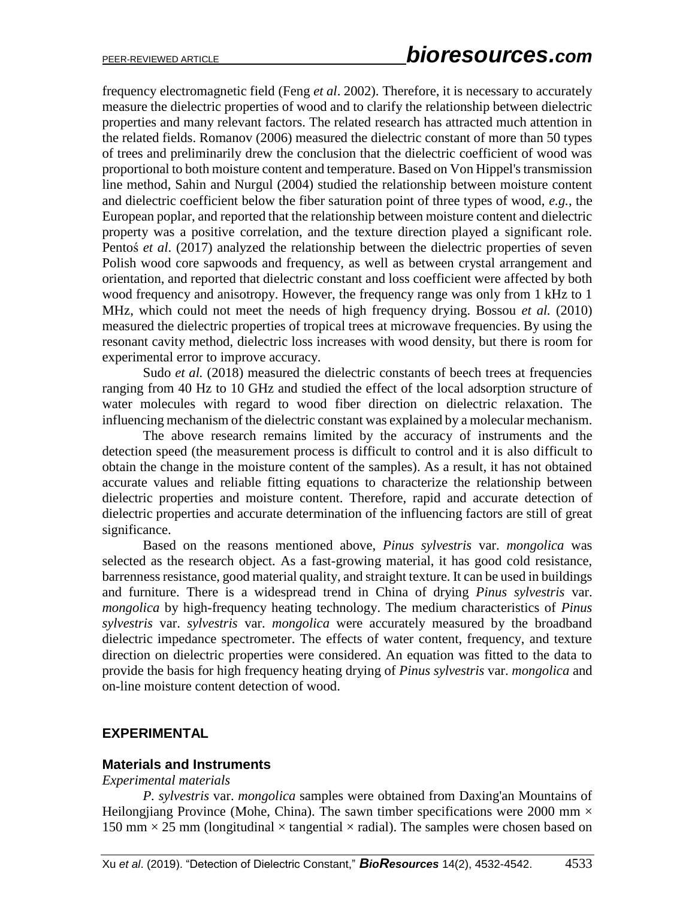frequency electromagnetic field (Feng *et al*. 2002). Therefore, it is necessary to accurately measure the dielectric properties of wood and to clarify the relationship between dielectric properties and many relevant factors. The related research has attracted much attention in the related fields. Romanov (2006) measured the dielectric constant of more than 50 types of trees and preliminarily drew the conclusion that the dielectric coefficient of wood was proportional to both moisture content and temperature. Based on Von Hippel's transmission line method, Sahin and Nurgul (2004) studied the relationship between moisture content and dielectric coefficient below the fiber saturation point of three types of wood, *e.g.*, the European poplar, and reported that the relationship between moisture content and dielectric property was a positive correlation, and the texture direction played a significant role. Pentoś *et al*. (2017) analyzed the relationship between the dielectric properties of seven Polish wood core sapwoods and frequency, as well as between crystal arrangement and orientation, and reported that dielectric constant and loss coefficient were affected by both wood frequency and anisotropy. However, the frequency range was only from 1 kHz to 1 MHz, which could not meet the needs of high frequency drying. Bossou *et al.* (2010) measured the dielectric properties of tropical trees at microwave frequencies. By using the resonant cavity method, dielectric loss increases with wood density, but there is room for experimental error to improve accuracy.

Sudo *et al.* (2018) measured the dielectric constants of beech trees at frequencies ranging from 40 Hz to 10 GHz and studied the effect of the local adsorption structure of water molecules with regard to wood fiber direction on dielectric relaxation. The influencing mechanism of the dielectric constant was explained by a molecular mechanism.

The above research remains limited by the accuracy of instruments and the detection speed (the measurement process is difficult to control and it is also difficult to obtain the change in the moisture content of the samples). As a result, it has not obtained accurate values and reliable fitting equations to characterize the relationship between dielectric properties and moisture content. Therefore, rapid and accurate detection of dielectric properties and accurate determination of the influencing factors are still of great significance.

Based on the reasons mentioned above, *Pinus sylvestris* var. *mongolica* was selected as the research object. As a fast-growing material, it has good cold resistance, barrenness resistance, good material quality, and straight texture. It can be used in buildings and furniture. There is a widespread trend in China of drying *Pinus sylvestris* var. *mongolica* by high-frequency heating technology. The medium characteristics of *Pinus sylvestris* var. *sylvestris* var. *mongolica* were accurately measured by the broadband dielectric impedance spectrometer. The effects of water content, frequency, and texture direction on dielectric properties were considered. An equation was fitted to the data to provide the basis for high frequency heating drying of *Pinus sylvestris* var. *mongolica* and on-line moisture content detection of wood.

## EXPERIMENTAL

### Materials and Instruments

*Experimental materials*

*P. sylvestris* var. *mongolica* samples were obtained from Daxing'an Mountains of Heilongjiang Province (Mohe, China). The sawn timber specifications were 2000 mm × 150 mm × 25 mm (longitudinal × tangential × radial). The samples were chosen based on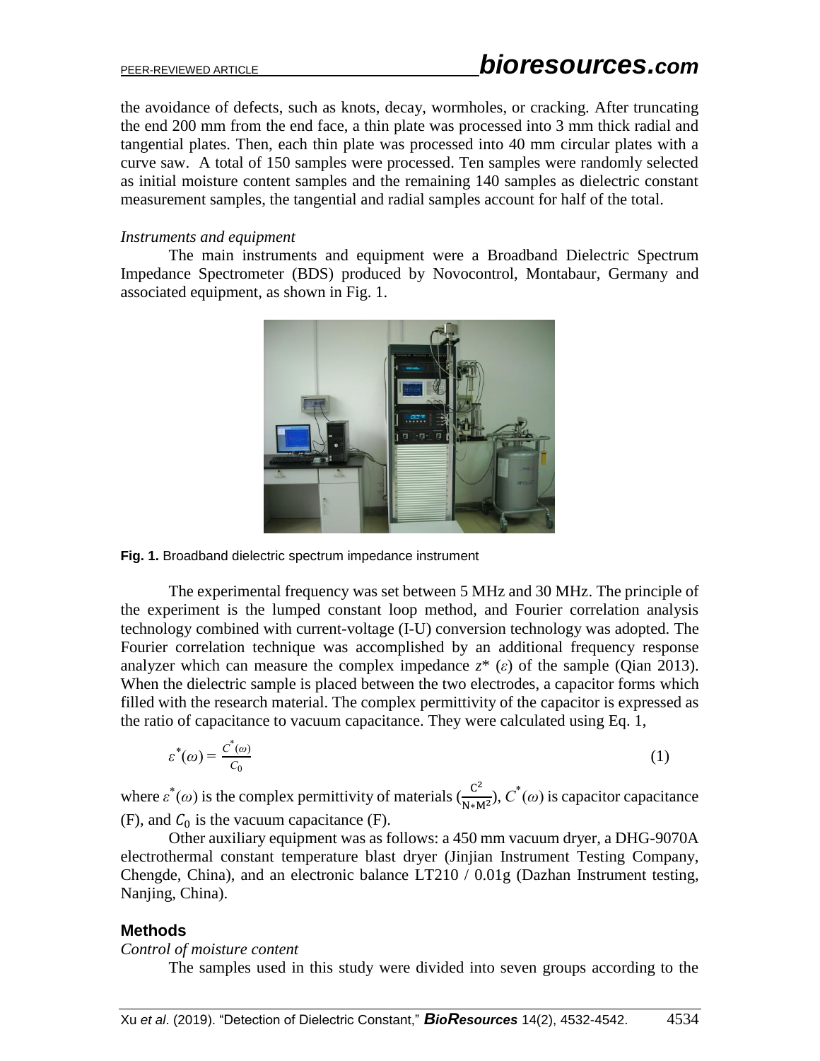the avoidance of defects, such as knots, decay, wormholes, or cracking. After truncating the end 200 mm from the end face, a thin plate was processed into 3 mm thick radial and tangential plates. Then, each thin plate was processed into 40 mm circular plates with a curve saw. A total of 150 samples were processed. Ten samples were randomly selected as initial moisture content samples and the remaining 140 samples as dielectric constant measurement samples, the tangential and radial samples account for half of the total.

*Instruments and equipment*

The main instruments and equipment were a Broadband Dielectric Spectrum Impedance Spectrometer (BDS) produced by Novocontrol, Montabaur, Germany and associated equipment, as shown in Fig. 1.

**Fig. 1.** Broadband dielectric spectrum impedance instrument

The experimental frequency was set between 5 MHz and 30 MHz. The principle of the experiment is the lumped constant loop method, and Fourier correlation analysis technology combined with current-voltage (I-U) conversion technology was adopted. The Fourier correlation technique was accomplished by an additional frequency response analyzer which can measure the complex impedance $z^*$ ($\varepsilon$) of the sample (Qian 2013). When the dielectric sample is placed between the two electrodes, a capacitor forms which filled with the research material. The complex permittivity of the capacitor is expressed as the ratio of capacitance to vacuum capacitance. They were calculated using Eq. 1,

$$\varepsilon^*(\omega) = \frac{C^*(\omega)}{C_0} \tag{1}$$

where $\varepsilon^*(\omega)$ is the complex permittivity of materials ($\frac{C^2}{N*M^2}$), $C^*(\omega)$ is capacitor capacitance (F), and $C_0$ is the vacuum capacitance (F).

Other auxiliary equipment was as follows: a 450 mm vacuum dryer, a DHG-9070A electrothermal constant temperature blast dryer (Jinjian Instrument Testing Company, Chengde, China), and an electronic balance LT210 / 0.01g (Dazhan Instrument testing, Nanjing, China).

## Methods

*Control of moisture content*

The samples used in this study were divided into seven groups according to the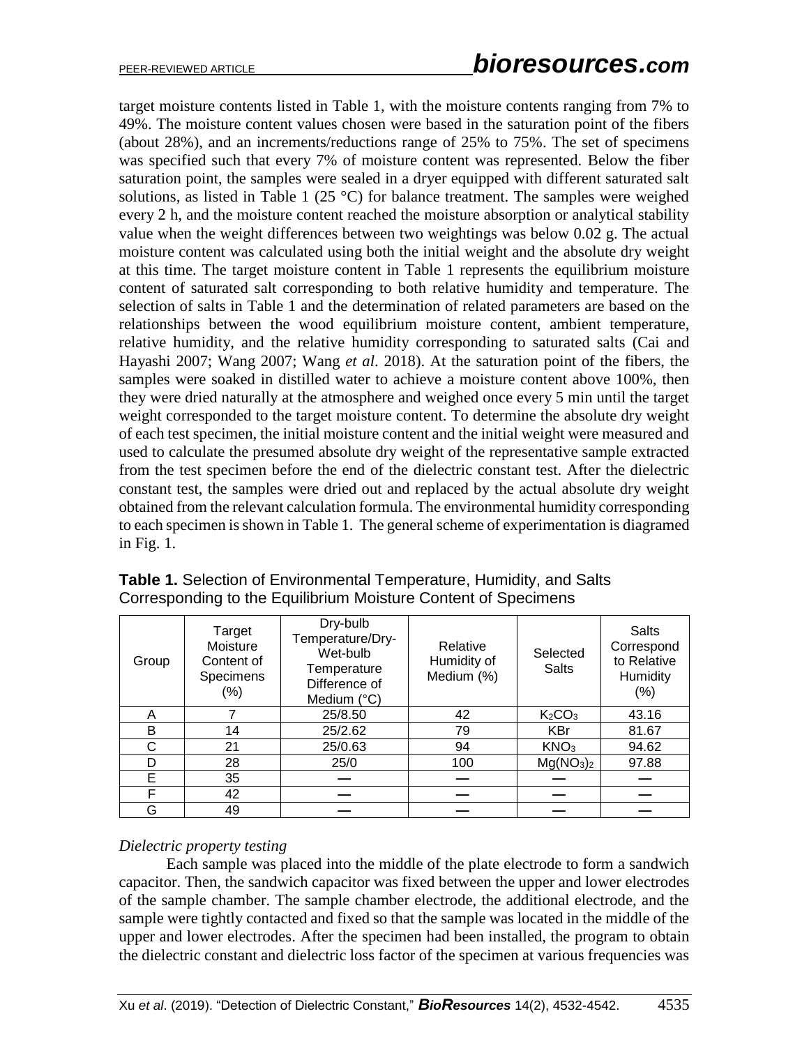target moisture contents listed in Table 1, with the moisture contents ranging from 7% to 49%. The moisture content values chosen were based in the saturation point of the fibers (about 28%), and an increments/reductions range of 25% to 75%. The set of specimens was specified such that every 7% of moisture content was represented. Below the fiber saturation point, the samples were sealed in a dryer equipped with different saturated salt solutions, as listed in Table 1 (25 °C) for balance treatment. The samples were weighed every 2 h, and the moisture content reached the moisture absorption or analytical stability value when the weight differences between two weightings was below 0.02 g. The actual moisture content was calculated using both the initial weight and the absolute dry weight at this time. The target moisture content in Table 1 represents the equilibrium moisture content of saturated salt corresponding to both relative humidity and temperature. The selection of salts in Table 1 and the determination of related parameters are based on the relationships between the wood equilibrium moisture content, ambient temperature, relative humidity, and the relative humidity corresponding to saturated salts (Cai and Hayashi 2007; Wang 2007; Wang *et al*. 2018). At the saturation point of the fibers, the samples were soaked in distilled water to achieve a moisture content above 100%, then they were dried naturally at the atmosphere and weighed once every 5 min until the target weight corresponded to the target moisture content. To determine the absolute dry weight of each test specimen, the initial moisture content and the initial weight were measured and used to calculate the presumed absolute dry weight of the representative sample extracted from the test specimen before the end of the dielectric constant test. After the dielectric constant test, the samples were dried out and replaced by the actual absolute dry weight obtained from the relevant calculation formula. The environmental humidity corresponding to each specimen is shown in Table 1. The general scheme of experimentation is diagramed in Fig. 1.

**Table 1.** Selection of Environmental Temperature, Humidity, and Salts Corresponding to the Equilibrium Moisture Content of Specimens

| Group | Target Moisture Content of Specimens (%) | Dry-bulb Temperature/Dry-Wet-bulb Temperature Difference of Medium (°C) | Relative Humidity of Medium (%) | Selected Salts | Salts Correspond to Relative Humidity (%) |
|---|---|---|---|---|---|
| A | 7 | 25/8.50 | 42 | $K_2CO_3$ | 43.16 |
| B | 14 | 25/2.62 | 79 | KBr | 81.67 |
| C | 21 | 25/0.63 | 94 | $KNO_3$ | 94.62 |
| D | 28 | 25/0 | 100 | $Mg(NO_3)_2$ | 97.88 |
| E | 35 | — | — | — | — |
| F | 42 | — | — | — | — |
| G | 49 | — | — | — | — |

*Dielectric property testing*

Each sample was placed into the middle of the plate electrode to form a sandwich capacitor. Then, the sandwich capacitor was fixed between the upper and lower electrodes of the sample chamber. The sample chamber electrode, the additional electrode, and the sample were tightly contacted and fixed so that the sample was located in the middle of the upper and lower electrodes. After the specimen had been installed, the program to obtain the dielectric constant and dielectric loss factor of the specimen at various frequencies was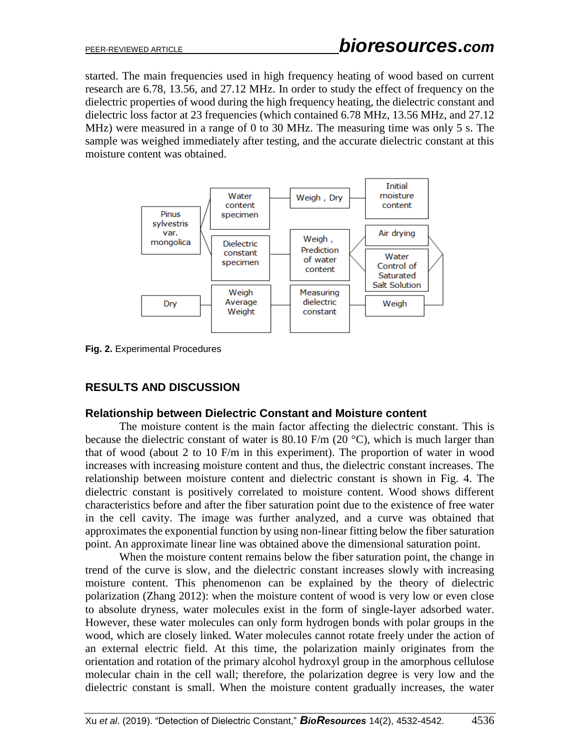started. The main frequencies used in high frequency heating of wood based on current research are 6.78, 13.56, and 27.12 MHz. In order to study the effect of frequency on the dielectric properties of wood during the high frequency heating, the dielectric constant and dielectric loss factor at 23 frequencies (which contained 6.78 MHz, 13.56 MHz, and 27.12 MHz) were measured in a range of 0 to 30 MHz. The measuring time was only 5 s. The sample was weighed immediately after testing, and the accurate dielectric constant at this moisture content was obtained.

**Fig. 2.** Experimental Procedures

## RESULTS AND DISCUSSION

### Relationship between Dielectric Constant and Moisture content

The moisture content is the main factor affecting the dielectric constant. This is because the dielectric constant of water is 80.10 F/m (20 °C), which is much larger than that of wood (about 2 to 10 F/m in this experiment). The proportion of water in wood increases with increasing moisture content and thus, the dielectric constant increases. The relationship between moisture content and dielectric constant is shown in Fig. 4. The dielectric constant is positively correlated to moisture content. Wood shows different characteristics before and after the fiber saturation point due to the existence of free water in the cell cavity. The image was further analyzed, and a curve was obtained that approximates the exponential function by using non-linear fitting below the fiber saturation point. An approximate linear line was obtained above the dimensional saturation point.

When the moisture content remains below the fiber saturation point, the change in trend of the curve is slow, and the dielectric constant increases slowly with increasing moisture content. This phenomenon can be explained by the theory of dielectric polarization (Zhang 2012): when the moisture content of wood is very low or even close to absolute dryness, water molecules exist in the form of single-layer adsorbed water. However, these water molecules can only form hydrogen bonds with polar groups in the wood, which are closely linked. Water molecules cannot rotate freely under the action of an external electric field. At this time, the polarization mainly originates from the orientation and rotation of the primary alcohol hydroxyl group in the amorphous cellulose molecular chain in the cell wall; therefore, the polarization degree is very low and the dielectric constant is small. When the moisture content gradually increases, the water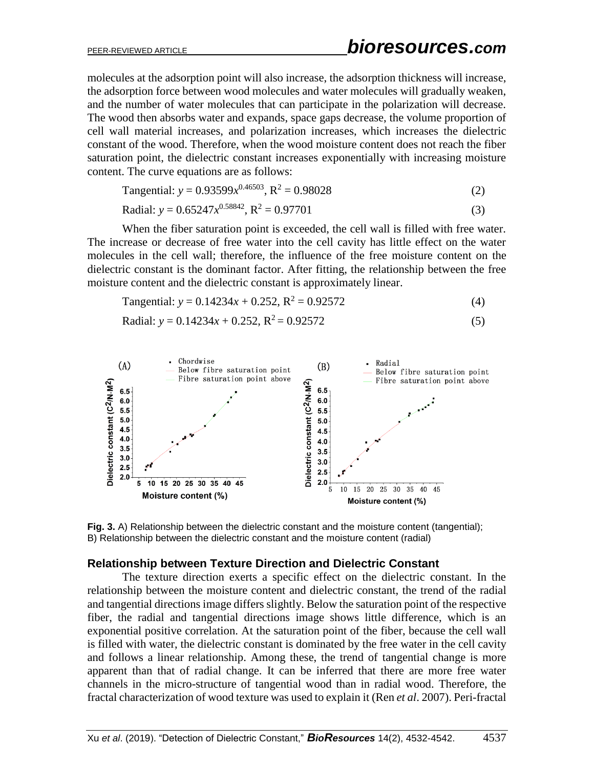molecules at the adsorption point will also increase, the adsorption thickness will increase, the adsorption force between wood molecules and water molecules will gradually weaken, and the number of water molecules that can participate in the polarization will decrease. The wood then absorbs water and expands, space gaps decrease, the volume proportion of cell wall material increases, and polarization increases, which increases the dielectric constant of the wood. Therefore, when the wood moisture content does not reach the fiber saturation point, the dielectric constant increases exponentially with increasing moisture content. The curve equations are as follows:

$$\text{Tangential: } y = 0.93599x^{0.46503},\ R^2 = 0.98028 \tag{2}$$

$$\text{Radial: } y = 0.65247x^{0.58842},\ R^2 = 0.97701 \tag{3}$$

When the fiber saturation point is exceeded, the cell wall is filled with free water. The increase or decrease of free water into the cell cavity has little effect on the water molecules in the cell wall; therefore, the influence of the free moisture content on the dielectric constant is the dominant factor. After fitting, the relationship between the free moisture content and the dielectric constant is approximately linear.

$$\text{Tangential: } y = 0.14234x + 0.252,\ R^2 = 0.92572 \tag{4}$$

$$\text{Radial: } y = 0.14234x + 0.252,\ R^2 = 0.92572 \tag{5}$$

**Fig. 3.** A) Relationship between the dielectric constant and the moisture content (tangential); B) Relationship between the dielectric constant and the moisture content (radial)

## Relationship between Texture Direction and Dielectric Constant

The texture direction exerts a specific effect on the dielectric constant. In the relationship between the moisture content and dielectric constant, the trend of the radial and tangential directions image differs slightly. Below the saturation point of the respective fiber, the radial and tangential directions image shows little difference, which is an exponential positive correlation. At the saturation point of the fiber, because the cell wall is filled with water, the dielectric constant is dominated by the free water in the cell cavity and follows a linear relationship. Among these, the trend of tangential change is more apparent than that of radial change. It can be inferred that there are more free water channels in the micro-structure of tangential wood than in radial wood. Therefore, the fractal characterization of wood texture was used to explain it (Ren *et al*. 2007). Peri-fractal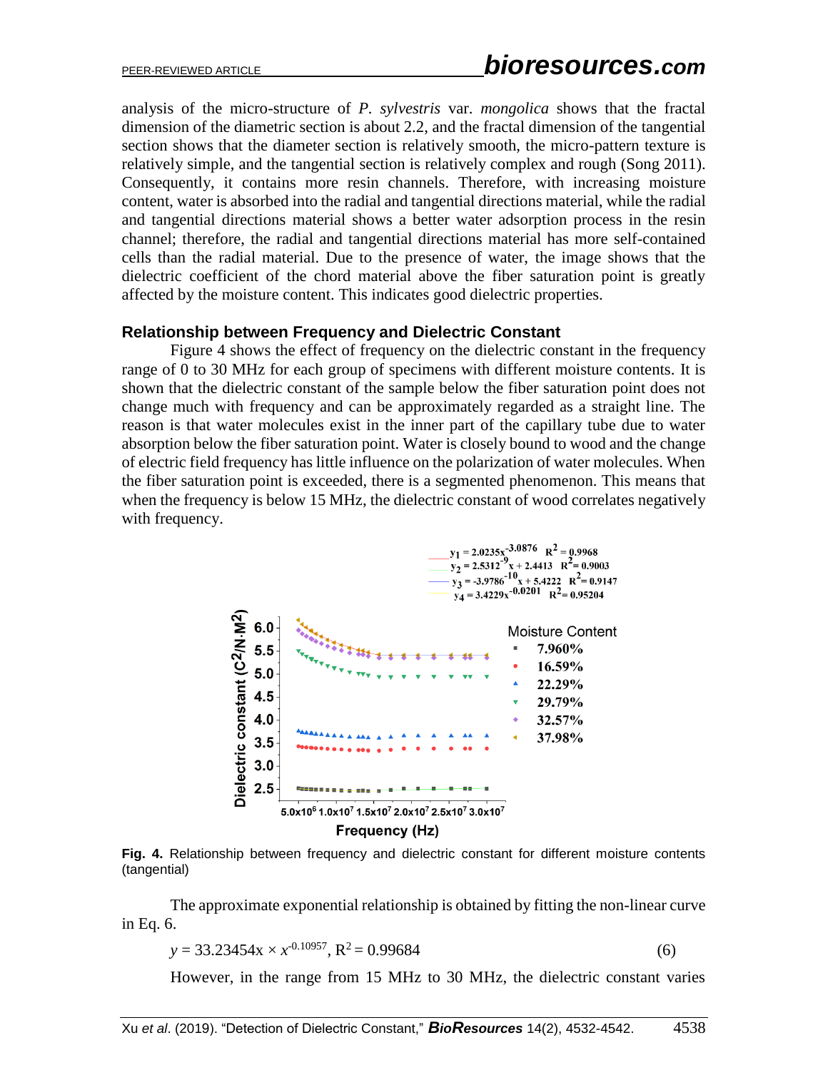analysis of the micro-structure of *P. sylvestris* var. *mongolica* shows that the fractal dimension of the diametric section is about 2.2, and the fractal dimension of the tangential section shows that the diameter section is relatively smooth, the micro-pattern texture is relatively simple, and the tangential section is relatively complex and rough (Song 2011). Consequently, it contains more resin channels. Therefore, with increasing moisture content, water is absorbed into the radial and tangential directions material, while the radial and tangential directions material shows a better water adsorption process in the resin channel; therefore, the radial and tangential directions material has more self-contained cells than the radial material. Due to the presence of water, the image shows that the dielectric coefficient of the chord material above the fiber saturation point is greatly affected by the moisture content. This indicates good dielectric properties.

### Relationship between Frequency and Dielectric Constant

Figure 4 shows the effect of frequency on the dielectric constant in the frequency range of 0 to 30 MHz for each group of specimens with different moisture contents. It is shown that the dielectric constant of the sample below the fiber saturation point does not change much with frequency and can be approximately regarded as a straight line. The reason is that water molecules exist in the inner part of the capillary tube due to water absorption below the fiber saturation point. Water is closely bound to wood and the change of electric field frequency has little influence on the polarization of water molecules. When the fiber saturation point is exceeded, there is a segmented phenomenon. This means that when the frequency is below 15 MHz, the dielectric constant of wood correlates negatively with frequency.

**Fig. 4.** Relationship between frequency and dielectric constant for different moisture contents (tangential)

The approximate exponential relationship is obtained by fitting the non-linear curve in Eq. 6.

$$y = 33.23454x \times x^{-0.10957},\ R^2 = 0.99684 \tag{6}$$

However, in the range from 15 MHz to 30 MHz, the dielectric constant varies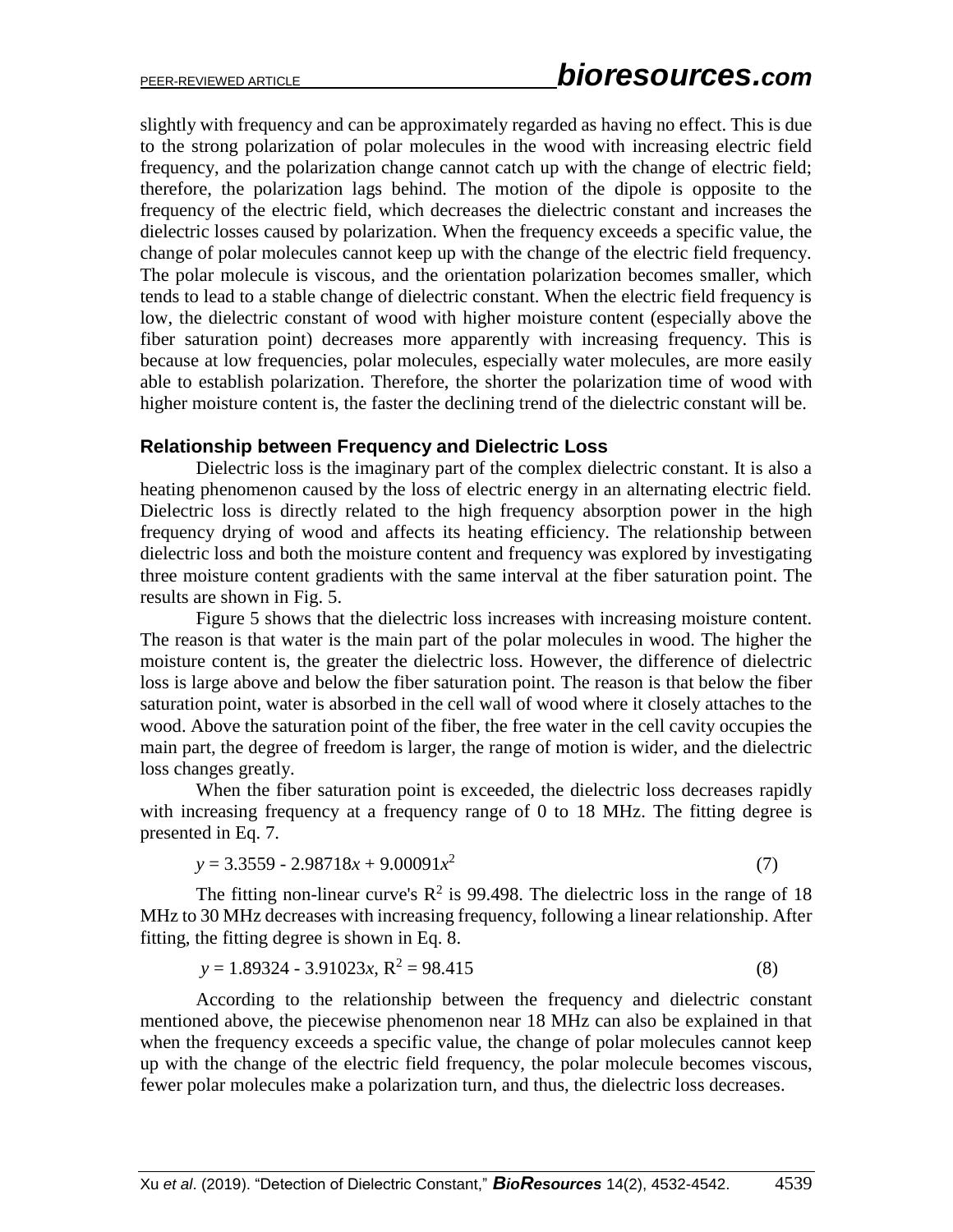slightly with frequency and can be approximately regarded as having no effect. This is due to the strong polarization of polar molecules in the wood with increasing electric field frequency, and the polarization change cannot catch up with the change of electric field; therefore, the polarization lags behind. The motion of the dipole is opposite to the frequency of the electric field, which decreases the dielectric constant and increases the dielectric losses caused by polarization. When the frequency exceeds a specific value, the change of polar molecules cannot keep up with the change of the electric field frequency. The polar molecule is viscous, and the orientation polarization becomes smaller, which tends to lead to a stable change of dielectric constant. When the electric field frequency is low, the dielectric constant of wood with higher moisture content (especially above the fiber saturation point) decreases more apparently with increasing frequency. This is because at low frequencies, polar molecules, especially water molecules, are more easily able to establish polarization. Therefore, the shorter the polarization time of wood with higher moisture content is, the faster the declining trend of the dielectric constant will be.

### Relationship between Frequency and Dielectric Loss

Dielectric loss is the imaginary part of the complex dielectric constant. It is also a heating phenomenon caused by the loss of electric energy in an alternating electric field. Dielectric loss is directly related to the high frequency absorption power in the high frequency drying of wood and affects its heating efficiency. The relationship between dielectric loss and both the moisture content and frequency was explored by investigating three moisture content gradients with the same interval at the fiber saturation point. The results are shown in Fig. 5.

Figure 5 shows that the dielectric loss increases with increasing moisture content. The reason is that water is the main part of the polar molecules in wood. The higher the moisture content is, the greater the dielectric loss. However, the difference of dielectric loss is large above and below the fiber saturation point. The reason is that below the fiber saturation point, water is absorbed in the cell wall of wood where it closely attaches to the wood. Above the saturation point of the fiber, the free water in the cell cavity occupies the main part, the degree of freedom is larger, the range of motion is wider, and the dielectric loss changes greatly.

When the fiber saturation point is exceeded, the dielectric loss decreases rapidly with increasing frequency at a frequency range of 0 to 18 MHz. The fitting degree is presented in Eq. 7.

$$y = 3.3559 - 2.98718x + 9.00091x^2 \tag{7}$$

The fitting non-linear curve's $R^2$ is 99.498. The dielectric loss in the range of 18 MHz to 30 MHz decreases with increasing frequency, following a linear relationship. After fitting, the fitting degree is shown in Eq. 8.

$$y = 1.89324 - 3.91023x,\ R^2 = 98.415 \tag{8}$$

According to the relationship between the frequency and dielectric constant mentioned above, the piecewise phenomenon near 18 MHz can also be explained in that when the frequency exceeds a specific value, the change of polar molecules cannot keep up with the change of the electric field frequency, the polar molecule becomes viscous, fewer polar molecules make a polarization turn, and thus, the dielectric loss decreases.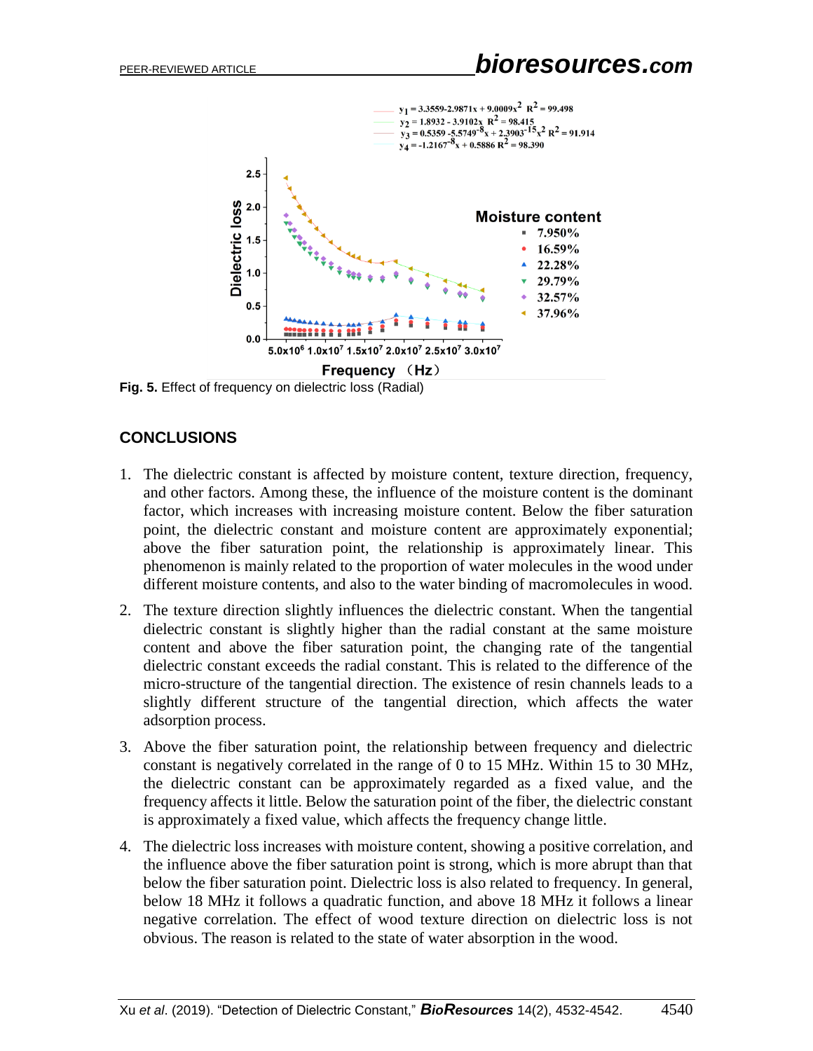Fig. 5. Effect of frequency on dielectric loss (Radial)

## CONCLUSIONS

1. The dielectric constant is affected by moisture content, texture direction, frequency, and other factors. Among these, the influence of the moisture content is the dominant factor, which increases with increasing moisture content. Below the fiber saturation point, the dielectric constant and moisture content are approximately exponential; above the fiber saturation point, the relationship is approximately linear. This phenomenon is mainly related to the proportion of water molecules in the wood under different moisture contents, and also to the water binding of macromolecules in wood.
2. The texture direction slightly influences the dielectric constant. When the tangential dielectric constant is slightly higher than the radial constant at the same moisture content and above the fiber saturation point, the changing rate of the tangential dielectric constant exceeds the radial constant. This is related to the difference of the micro-structure of the tangential direction. The existence of resin channels leads to a slightly different structure of the tangential direction, which affects the water adsorption process.
3. Above the fiber saturation point, the relationship between frequency and dielectric constant is negatively correlated in the range of 0 to 15 MHz. Within 15 to 30 MHz, the dielectric constant can be approximately regarded as a fixed value, and the frequency affects it little. Below the saturation point of the fiber, the dielectric constant is approximately a fixed value, which affects the frequency change little.
4. The dielectric loss increases with moisture content, showing a positive correlation, and the influence above the fiber saturation point is strong, which is more abrupt than that below the fiber saturation point. Dielectric loss is also related to frequency. In general, below 18 MHz it follows a quadratic function, and above 18 MHz it follows a linear negative correlation. The effect of wood texture direction on dielectric loss is not obvious. The reason is related to the state of water absorption in the wood.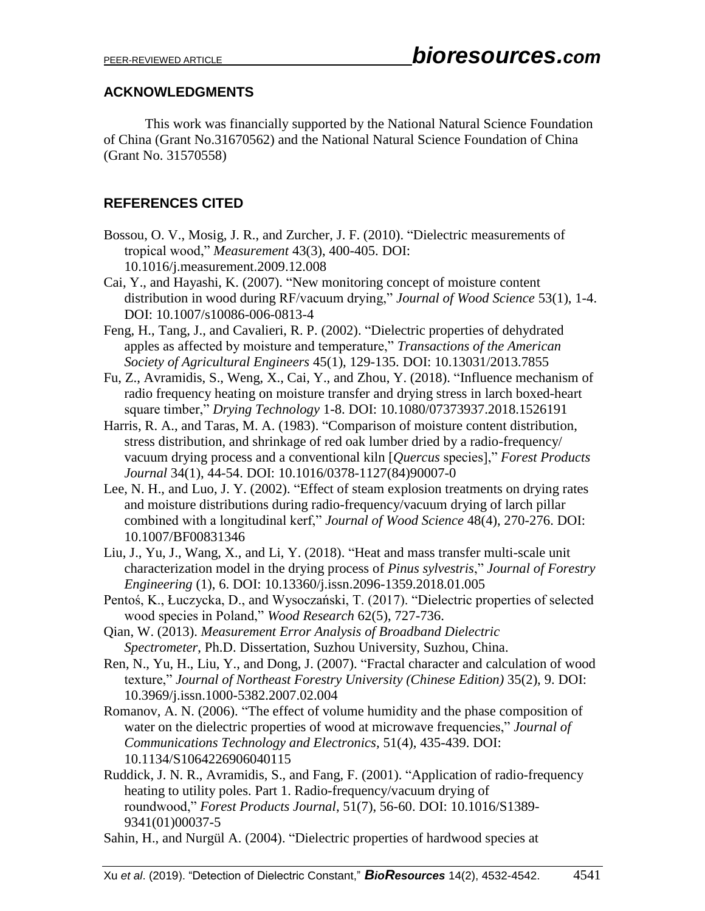## ACKNOWLEDGMENTS

This work was financially supported by the National Natural Science Foundation of China (Grant No.31670562) and the National Natural Science Foundation of China (Grant No. 31570558)

## REFERENCES CITED

Bossou, O. V., Mosig, J. R., and Zurcher, J. F. (2010). "Dielectric measurements of tropical wood," *Measurement* 43(3), 400-405. DOI: 10.1016/j.measurement.2009.12.008

Cai, Y., and Hayashi, K. (2007). "New monitoring concept of moisture content distribution in wood during RF/vacuum drying," *Journal of Wood Science* 53(1), 1-4. DOI: 10.1007/s10086-006-0813-4

Feng, H., Tang, J., and Cavalieri, R. P. (2002). "Dielectric properties of dehydrated apples as affected by moisture and temperature," *Transactions of the American Society of Agricultural Engineers* 45(1), 129-135. DOI: 10.13031/2013.7855

Fu, Z., Avramidis, S., Weng, X., Cai, Y., and Zhou, Y. (2018). "Influence mechanism of radio frequency heating on moisture transfer and drying stress in larch boxed-heart square timber," *Drying Technology* 1-8. DOI: 10.1080/07373937.2018.1526191

Harris, R. A., and Taras, M. A. (1983). "Comparison of moisture content distribution, stress distribution, and shrinkage of red oak lumber dried by a radio-frequency/ vacuum drying process and a conventional kiln [*Quercus* species]," *Forest Products Journal* 34(1), 44-54. DOI: 10.1016/0378-1127(84)90007-0

Lee, N. H., and Luo, J. Y. (2002). "Effect of steam explosion treatments on drying rates and moisture distributions during radio-frequency/vacuum drying of larch pillar combined with a longitudinal kerf," *Journal of Wood Science* 48(4), 270-276. DOI: 10.1007/BF00831346

Liu, J., Yu, J., Wang, X., and Li, Y. (2018). "Heat and mass transfer multi-scale unit characterization model in the drying process of *Pinus sylvestris*," *Journal of Forestry Engineering* (1), 6. DOI: 10.13360/j.issn.2096-1359.2018.01.005

Pentoś, K., Łuczycka, D., and Wysoczański, T. (2017). "Dielectric properties of selected wood species in Poland," *Wood Research* 62(5), 727-736.

Qian, W. (2013). *Measurement Error Analysis of Broadband Dielectric Spectrometer*, Ph.D. Dissertation, Suzhou University, Suzhou, China.

Ren, N., Yu, H., Liu, Y., and Dong, J. (2007). "Fractal character and calculation of wood texture," *Journal of Northeast Forestry University (Chinese Edition)* 35(2), 9. DOI: 10.3969/j.issn.1000-5382.2007.02.004

Romanov, A. N. (2006). "The effect of volume humidity and the phase composition of water on the dielectric properties of wood at microwave frequencies," *Journal of Communications Technology and Electronics*, 51(4), 435-439. DOI: 10.1134/S1064226906040115

Ruddick, J. N. R., Avramidis, S., and Fang, F. (2001). "Application of radio-frequency heating to utility poles. Part 1. Radio-frequency/vacuum drying of roundwood," *Forest Products Journal*, 51(7), 56-60. DOI: 10.1016/S1389-9341(01)00037-5

Sahin, H., and Nurgül A. (2004). "Dielectric properties of hardwood species at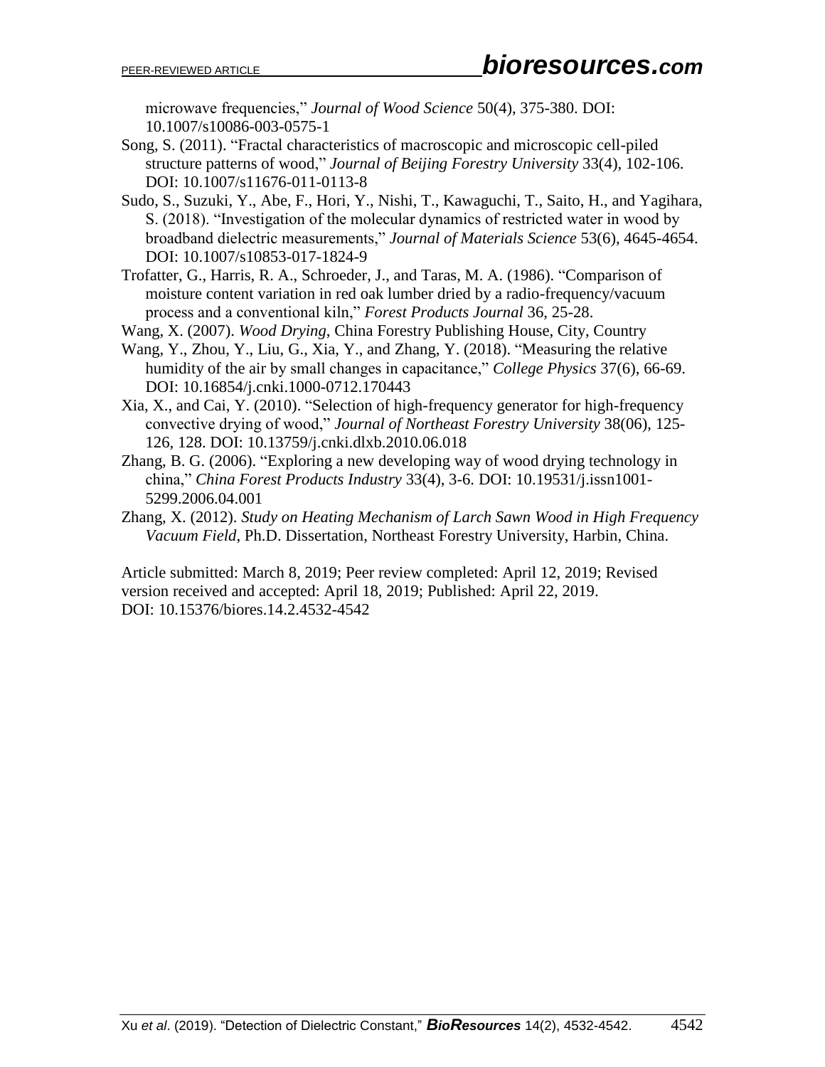microwave frequencies," *Journal of Wood Science* 50(4), 375-380. DOI: 10.1007/s10086-003-0575-1

Song, S. (2011). "Fractal characteristics of macroscopic and microscopic cell-piled structure patterns of wood," *Journal of Beijing Forestry University* 33(4), 102-106. DOI: 10.1007/s11676-011-0113-8

Sudo, S., Suzuki, Y., Abe, F., Hori, Y., Nishi, T., Kawaguchi, T., Saito, H., and Yagihara, S. (2018). "Investigation of the molecular dynamics of restricted water in wood by broadband dielectric measurements," *Journal of Materials Science* 53(6), 4645-4654. DOI: 10.1007/s10853-017-1824-9

Trofatter, G., Harris, R. A., Schroeder, J., and Taras, M. A. (1986). "Comparison of moisture content variation in red oak lumber dried by a radio-frequency/vacuum process and a conventional kiln," *Forest Products Journal* 36, 25-28.

Wang, X. (2007). *Wood Drying*, China Forestry Publishing House, City, Country

Wang, Y., Zhou, Y., Liu, G., Xia, Y., and Zhang, Y. (2018). "Measuring the relative humidity of the air by small changes in capacitance," *College Physics* 37(6), 66-69. DOI: 10.16854/j.cnki.1000-0712.170443

Xia, X., and Cai, Y. (2010). "Selection of high-frequency generator for high-frequency convective drying of wood," *Journal of Northeast Forestry University* 38(06), 125-126, 128. DOI: 10.13759/j.cnki.dlxb.2010.06.018

Zhang, B. G. (2006). "Exploring a new developing way of wood drying technology in china," *China Forest Products Industry* 33(4), 3-6. DOI: 10.19531/j.issn1001-5299.2006.04.001

Zhang, X. (2012). *Study on Heating Mechanism of Larch Sawn Wood in High Frequency Vacuum Field*, Ph.D. Dissertation, Northeast Forestry University, Harbin, China.

Article submitted: March 8, 2019; Peer review completed: April 12, 2019; Revised version received and accepted: April 18, 2019; Published: April 22, 2019.
DOI: 10.15376/biores.14.2.4532-4542